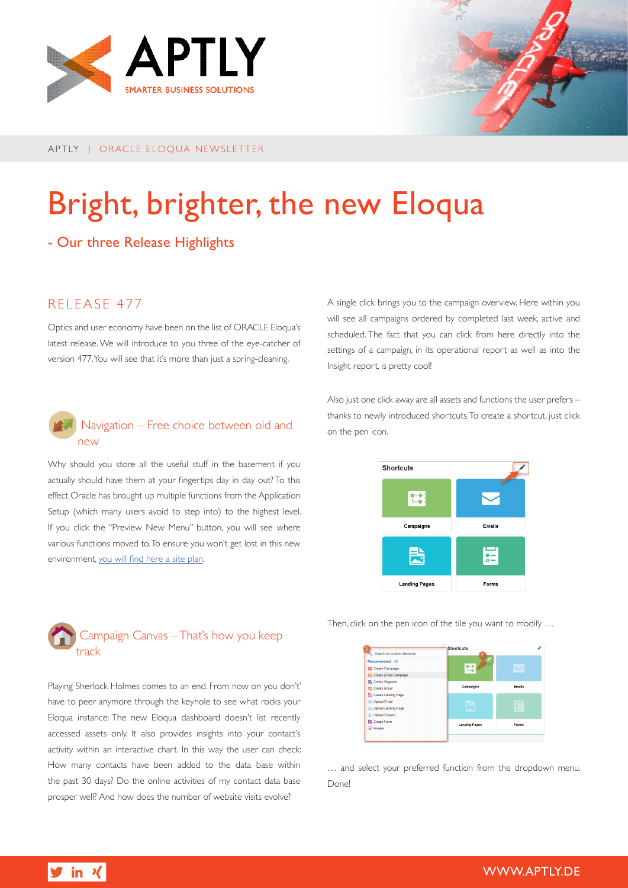APTLY | ORACLE ELOQUA NEWSLETTER

# Bright, brighter, the new Eloqua

## - Our three Release Highlights

### RELEASE 477

Optics and user economy have been on the list of ORACLE Eloqua's latest release. We will introduce to you three of the eye-catcher of version 477. You will see that it's more than just a spring-cleaning.

### Navigation – Free choice between old and new

Why should you store all the useful stuff in the basement if you actually should have them at your fingertips day in day out? To this effect Oracle has brought up multiple functions from the Application Setup (which many users avoid to step into) to the highest level. If you click the "Preview New Menu" button, you will see where various functions moved to. To ensure you won't get lost in this new environment, you will find here a site plan.

### Campaign Canvas – That's how you keep track

Playing Sherlock Holmes comes to an end. From now on you don't' have to peer anymore through the keyhole to see what rocks your Eloqua instance: The new Eloqua dashboard doesn't list recently accessed assets only. It also provides insights into your contact's activity within an interactive chart. In this way the user can check: How many contacts have been added to the data base within the past 30 days? Do the online activities of my contact data base prosper well? And how does the number of website visits evolve?

A single click brings you to the campaign overview. Here within you will see all campaigns ordered by completed last week, active and scheduled. The fact that you can click from here directly into the settings of a campaign, in its operational report as well as into the Insight report, is pretty cool!

Also just one click away are all assets and functions the user prefers – thanks to newly introduced shortcuts. To create a shortcut, just click on the pen icon.

Then, click on the pen icon of the tile you want to modify …

… and select your preferred function from the dropdown menu. Done!

WWW.APTLY.DE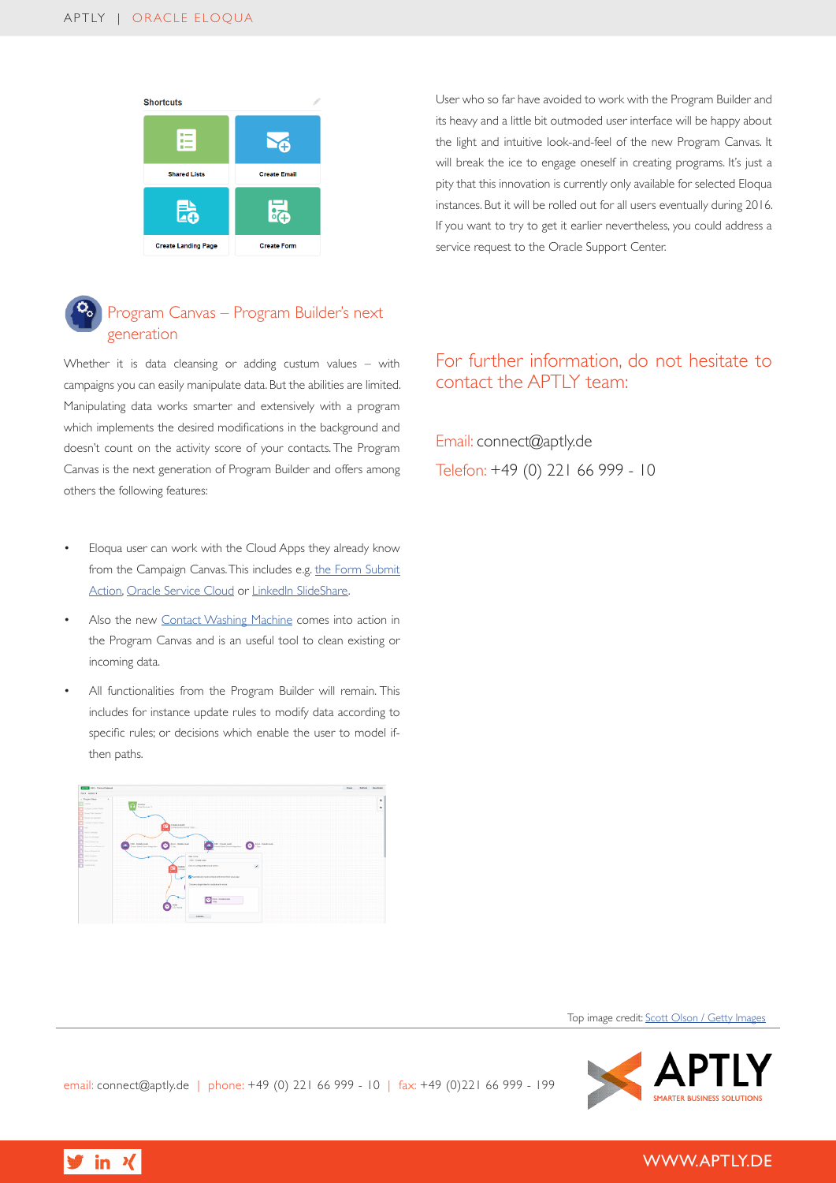Shortcuts

Shared Lists | Create Email | Create Landing Page | Create Form

## Program Canvas – Program Builder's next generation

Whether it is data cleansing or adding custum values – with campaigns you can easily manipulate data. But the abilities are limited. Manipulating data works smarter and extensively with a program which implements the desired modifications in the background and doesn't count on the activity score of your contacts. The Program Canvas is the next generation of Program Builder and offers among others the following features:

- Eloqua user can work with the Cloud Apps they already know from the Campaign Canvas. This includes e.g. the Form Submit Action, Oracle Service Cloud or LinkedIn SlideShare.
- Also the new Contact Washing Machine comes into action in the Program Canvas and is an useful tool to clean existing or incoming data.
- All functionalities from the Program Builder will remain. This includes for instance update rules to modify data according to specific rules; or decisions which enable the user to model if-then paths.

User who so far have avoided to work with the Program Builder and its heavy and a little bit outmoded user interface will be happy about the light and intuitive look-and-feel of the new Program Canvas. It will break the ice to engage oneself in creating programs. It's just a pity that this innovation is currently only available for selected Eloqua instances. But it will be rolled out for all users eventually during 2016. If you want to try to get it earlier nevertheless, you could address a service request to the Oracle Support Center.

## For further information, do not hesitate to contact the APTLY team:

Email: connect@aptly.de

Telefon: +49 (0) 221 66 999 - 10

Top image credit: Scott Olson / Getty Images

email: connect@aptly.de | phone: +49 (0) 221 66 999 - 10 | fax: +49 (0)221 66 999 - 199

APTLY SMARTER BUSINESS SOLUTIONS

WWW.APTLY.DE